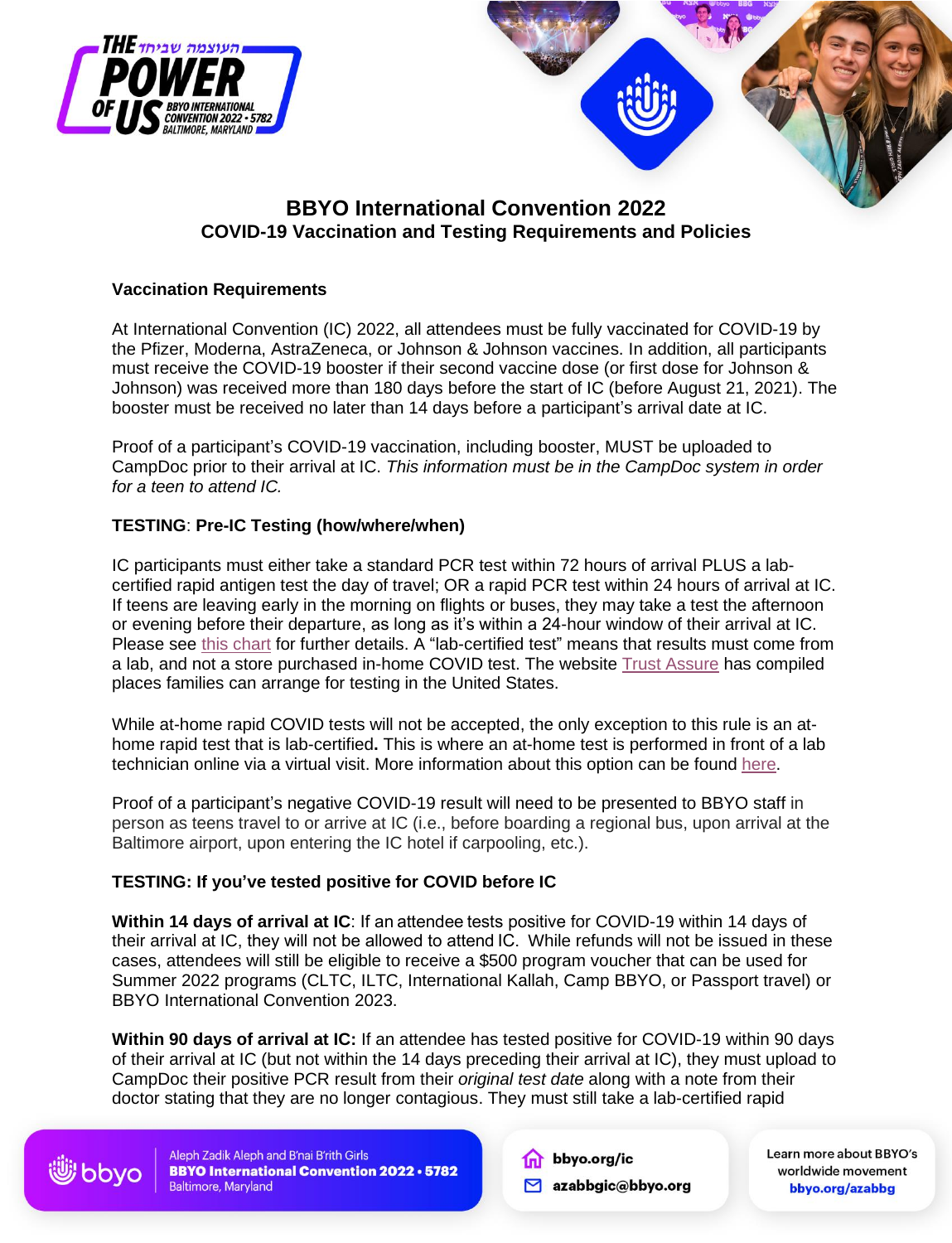# BBYO International Convention 2022

## COVID-19 Vaccination and Testing Requirements and Policies

### Vaccination Requirements

At International Convention (IC) 2022, all attendees must be fully vaccinated for COVID-19 by the Pfizer, Moderna, AstraZeneca, or Johnson & Johnson vaccines. In addition, all participants must receive the COVID-19 booster if their second vaccine dose (or first dose for Johnson & Johnson) was received more than 180 days before the start of IC (before August 21, 2021). The booster must be received no later than 14 days before a participant's arrival date at IC.

Proof of a participant's COVID-19 vaccination, including booster, MUST be uploaded to CampDoc prior to their arrival at IC. *This information must be in the CampDoc system in order for a teen to attend IC.*

### TESTING: Pre-IC Testing (how/where/when)

IC participants must either take a standard PCR test within 72 hours of arrival PLUS a lab-certified rapid antigen test the day of travel; OR a rapid PCR test within 24 hours of arrival at IC. If teens are leaving early in the morning on flights or buses, they may take a test the afternoon or evening before their departure, as long as it's within a 24-hour window of their arrival at IC. Please see this chart for further details. A "lab-certified test" means that results must come from a lab, and not a store purchased in-home COVID test. The website Trust Assure has compiled places families can arrange for testing in the United States.

While at-home rapid COVID tests will not be accepted, the only exception to this rule is an at-home rapid test that is lab-certified**.** This is where an at-home test is performed in front of a lab technician online via a virtual visit. More information about this option can be found here.

Proof of a participant's negative COVID-19 result will need to be presented to BBYO staff in person as teens travel to or arrive at IC (i.e., before boarding a regional bus, upon arrival at the Baltimore airport, upon entering the IC hotel if carpooling, etc.).

### TESTING: If you've tested positive for COVID before IC

**Within 14 days of arrival at IC**: If an attendee tests positive for COVID-19 within 14 days of their arrival at IC, they will not be allowed to attend IC. While refunds will not be issued in these cases, attendees will still be eligible to receive a $500 program voucher that can be used for Summer 2022 programs (CLTC, ILTC, International Kallah, Camp BBYO, or Passport travel) or BBYO International Convention 2023.

**Within 90 days of arrival at IC:** If an attendee has tested positive for COVID-19 within 90 days of their arrival at IC (but not within the 14 days preceding their arrival at IC), they must upload to CampDoc their positive PCR result from their *original test date* along with a note from their doctor stating that they are no longer contagious. They must still take a lab-certified rapid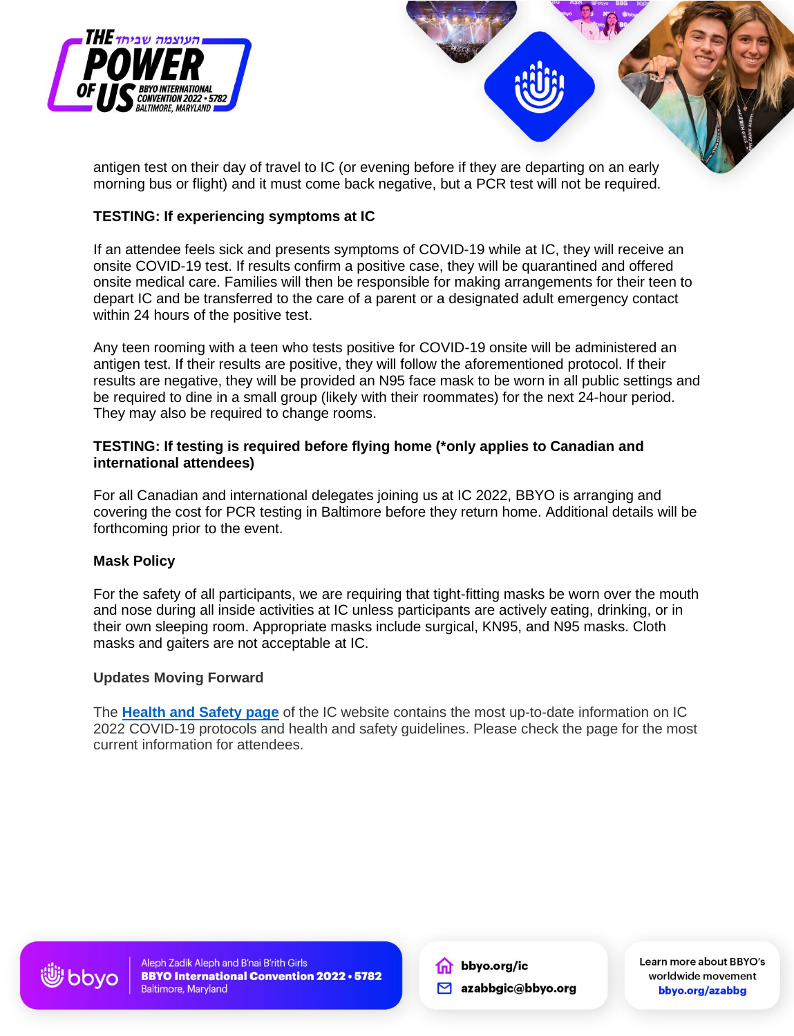antigen test on their day of travel to IC (or evening before if they are departing on an early morning bus or flight) and it must come back negative, but a PCR test will not be required.

**TESTING: If experiencing symptoms at IC**

If an attendee feels sick and presents symptoms of COVID-19 while at IC, they will receive an onsite COVID-19 test. If results confirm a positive case, they will be quarantined and offered onsite medical care. Families will then be responsible for making arrangements for their teen to depart IC and be transferred to the care of a parent or a designated adult emergency contact within 24 hours of the positive test.

Any teen rooming with a teen who tests positive for COVID-19 onsite will be administered an antigen test. If their results are positive, they will follow the aforementioned protocol. If their results are negative, they will be provided an N95 face mask to be worn in all public settings and be required to dine in a small group (likely with their roommates) for the next 24-hour period. They may also be required to change rooms.

**TESTING: If testing is required before flying home (*only applies to Canadian and international attendees)**

For all Canadian and international delegates joining us at IC 2022, BBYO is arranging and covering the cost for PCR testing in Baltimore before they return home. Additional details will be forthcoming prior to the event.

**Mask Policy**

For the safety of all participants, we are requiring that tight-fitting masks be worn over the mouth and nose during all inside activities at IC unless participants are actively eating, drinking, or in their own sleeping room. Appropriate masks include surgical, KN95, and N95 masks. Cloth masks and gaiters are not acceptable at IC.

**Updates Moving Forward**

The **Health and Safety page** of the IC website contains the most up-to-date information on IC 2022 COVID-19 protocols and health and safety guidelines. Please check the page for the most current information for attendees.